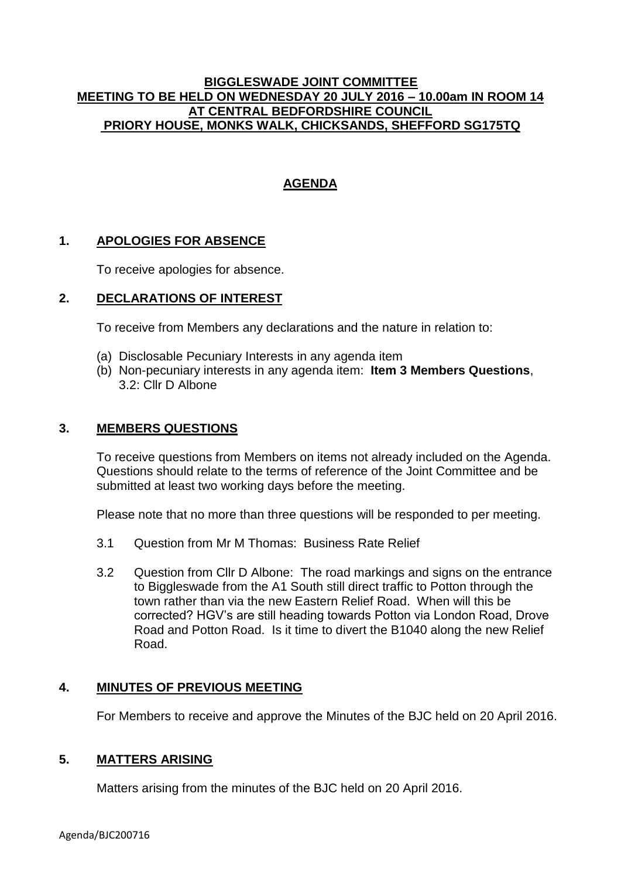**BIGGLESWADE JOINT COMMITTEE**
**MEETING TO BE HELD ON WEDNESDAY 20 JULY 2016 – 10.00am IN ROOM 14 AT CENTRAL BEDFORDSHIRE COUNCIL**
**PRIORY HOUSE, MONKS WALK, CHICKSANDS, SHEFFORD SG175TQ**

# AGENDA

## 1. APOLOGIES FOR ABSENCE

To receive apologies for absence.

## 2. DECLARATIONS OF INTEREST

To receive from Members any declarations and the nature in relation to:

(a) Disclosable Pecuniary Interests in any agenda item
(b) Non-pecuniary interests in any agenda item: **Item 3 Members Questions**, 3.2: Cllr D Albone

## 3. MEMBERS QUESTIONS

To receive questions from Members on items not already included on the Agenda. Questions should relate to the terms of reference of the Joint Committee and be submitted at least two working days before the meeting.

Please note that no more than three questions will be responded to per meeting.

3.1 Question from Mr M Thomas: Business Rate Relief

3.2 Question from Cllr D Albone: The road markings and signs on the entrance to Biggleswade from the A1 South still direct traffic to Potton through the town rather than via the new Eastern Relief Road. When will this be corrected? HGV's are still heading towards Potton via London Road, Drove Road and Potton Road. Is it time to divert the B1040 along the new Relief Road.

## 4. MINUTES OF PREVIOUS MEETING

For Members to receive and approve the Minutes of the BJC held on 20 April 2016.

## 5. MATTERS ARISING

Matters arising from the minutes of the BJC held on 20 April 2016.

Agenda/BJC200716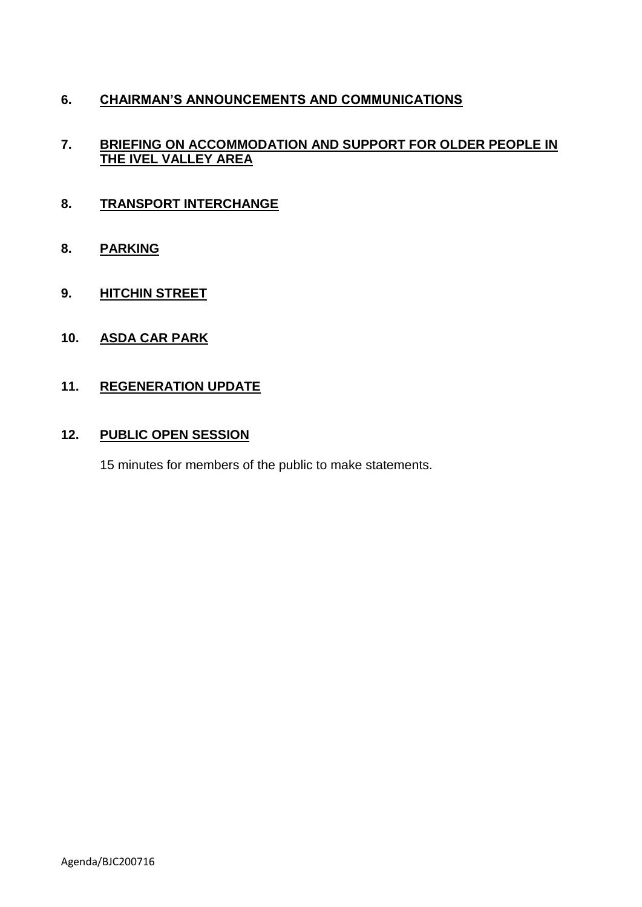**6. CHAIRMAN'S ANNOUNCEMENTS AND COMMUNICATIONS**

**7. BRIEFING ON ACCOMMODATION AND SUPPORT FOR OLDER PEOPLE IN THE IVEL VALLEY AREA**

**8. TRANSPORT INTERCHANGE**

**8. PARKING**

**9. HITCHIN STREET**

**10. ASDA CAR PARK**

**11. REGENERATION UPDATE**

**12. PUBLIC OPEN SESSION**

15 minutes for members of the public to make statements.

Agenda/BJC200716